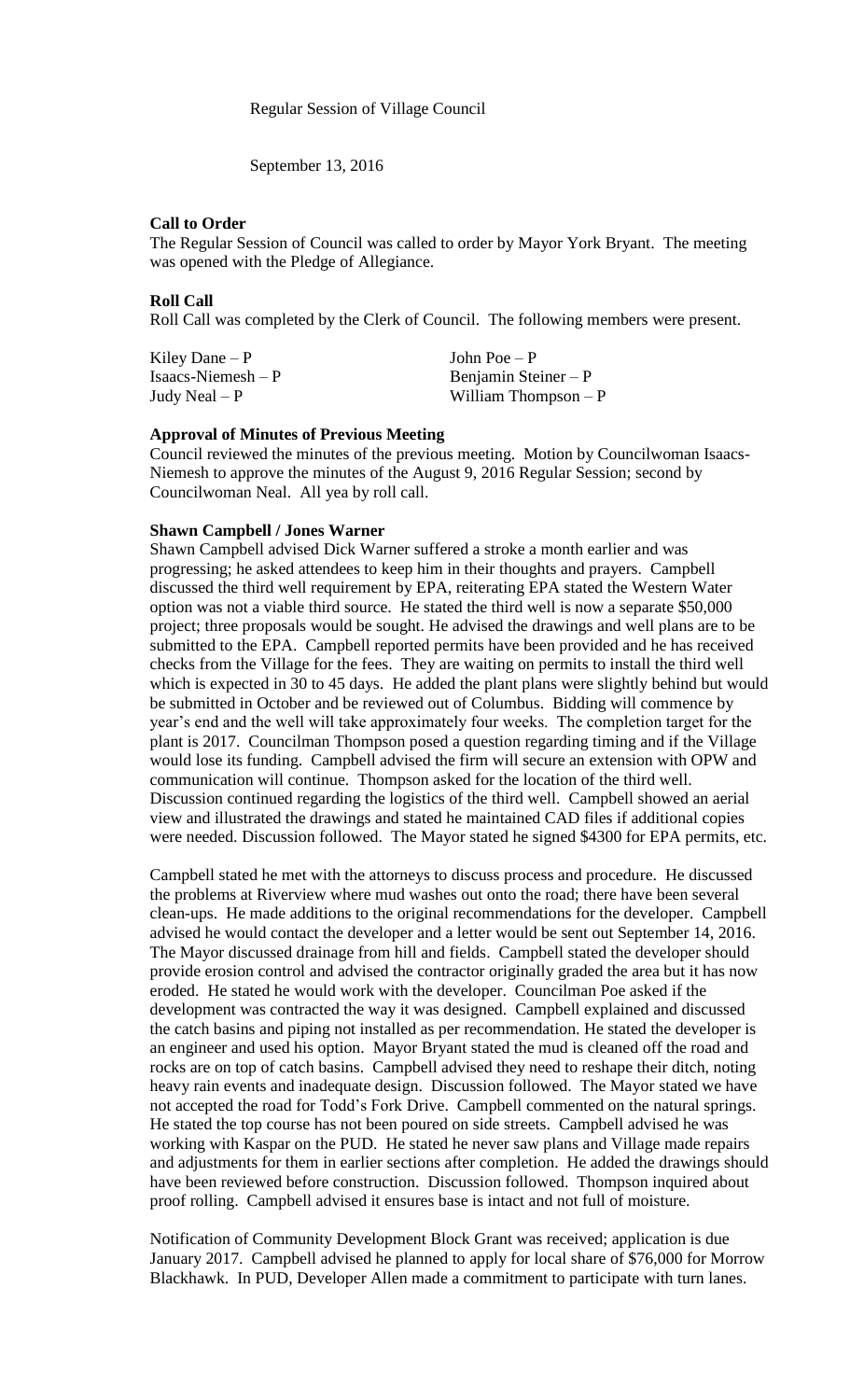Regular Session of Village Council

September 13, 2016

**Call to Order**

The Regular Session of Council was called to order by Mayor York Bryant. The meeting was opened with the Pledge of Allegiance.

**Roll Call**

Roll Call was completed by the Clerk of Council. The following members were present.

| | |
|---|---|
| Kiley Dane – P | John Poe – P |
| Isaacs-Niemesh – P | Benjamin Steiner – P |
| Judy Neal – P | William Thompson – P |

**Approval of Minutes of Previous Meeting**

Council reviewed the minutes of the previous meeting. Motion by Councilwoman Isaacs-Niemesh to approve the minutes of the August 9, 2016 Regular Session; second by Councilwoman Neal. All yea by roll call.

**Shawn Campbell / Jones Warner**

Shawn Campbell advised Dick Warner suffered a stroke a month earlier and was progressing; he asked attendees to keep him in their thoughts and prayers. Campbell discussed the third well requirement by EPA, reiterating EPA stated the Western Water option was not a viable third source. He stated the third well is now a separate $50,000 project; three proposals would be sought. He advised the drawings and well plans are to be submitted to the EPA. Campbell reported permits have been provided and he has received checks from the Village for the fees. They are waiting on permits to install the third well which is expected in 30 to 45 days. He added the plant plans were slightly behind but would be submitted in October and be reviewed out of Columbus. Bidding will commence by year's end and the well will take approximately four weeks. The completion target for the plant is 2017. Councilman Thompson posed a question regarding timing and if the Village would lose its funding. Campbell advised the firm will secure an extension with OPW and communication will continue. Thompson asked for the location of the third well. Discussion continued regarding the logistics of the third well. Campbell showed an aerial view and illustrated the drawings and stated he maintained CAD files if additional copies were needed. Discussion followed. The Mayor stated he signed $4300 for EPA permits, etc.

Campbell stated he met with the attorneys to discuss process and procedure. He discussed the problems at Riverview where mud washes out onto the road; there have been several clean-ups. He made additions to the original recommendations for the developer. Campbell advised he would contact the developer and a letter would be sent out September 14, 2016. The Mayor discussed drainage from hill and fields. Campbell stated the developer should provide erosion control and advised the contractor originally graded the area but it has now eroded. He stated he would work with the developer. Councilman Poe asked if the development was contracted the way it was designed. Campbell explained and discussed the catch basins and piping not installed as per recommendation. He stated the developer is an engineer and used his option. Mayor Bryant stated the mud is cleaned off the road and rocks are on top of catch basins. Campbell advised they need to reshape their ditch, noting heavy rain events and inadequate design. Discussion followed. The Mayor stated we have not accepted the road for Todd's Fork Drive. Campbell commented on the natural springs. He stated the top course has not been poured on side streets. Campbell advised he was working with Kaspar on the PUD. He stated he never saw plans and Village made repairs and adjustments for them in earlier sections after completion. He added the drawings should have been reviewed before construction. Discussion followed. Thompson inquired about proof rolling. Campbell advised it ensures base is intact and not full of moisture.

Notification of Community Development Block Grant was received; application is due January 2017. Campbell advised he planned to apply for local share of $76,000 for Morrow Blackhawk. In PUD, Developer Allen made a commitment to participate with turn lanes.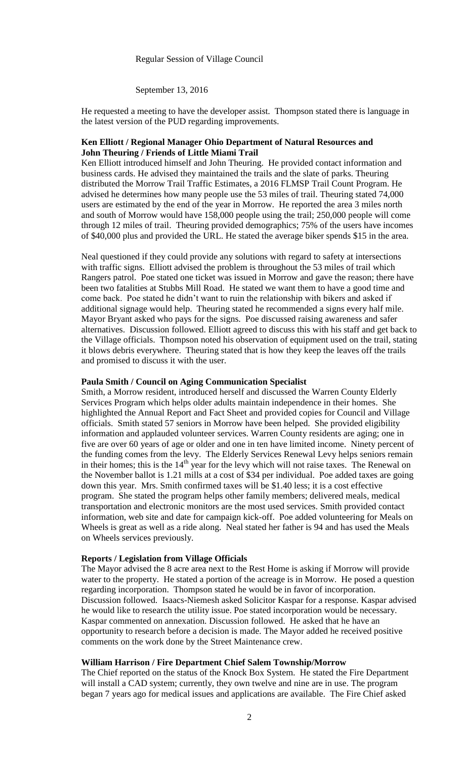He requested a meeting to have the developer assist. Thompson stated there is language in the latest version of the PUD regarding improvements.

**Ken Elliott / Regional Manager Ohio Department of Natural Resources and John Theuring / Friends of Little Miami Trail**

Ken Elliott introduced himself and John Theuring. He provided contact information and business cards. He advised they maintained the trails and the slate of parks. Theuring distributed the Morrow Trail Traffic Estimates, a 2016 FLMSP Trail Count Program. He advised he determines how many people use the 53 miles of trail. Theuring stated 74,000 users are estimated by the end of the year in Morrow. He reported the area 3 miles north and south of Morrow would have 158,000 people using the trail; 250,000 people will come through 12 miles of trail. Theuring provided demographics; 75% of the users have incomes of $40,000 plus and provided the URL. He stated the average biker spends $15 in the area.

Neal questioned if they could provide any solutions with regard to safety at intersections with traffic signs. Elliott advised the problem is throughout the 53 miles of trail which Rangers patrol. Poe stated one ticket was issued in Morrow and gave the reason; there have been two fatalities at Stubbs Mill Road. He stated we want them to have a good time and come back. Poe stated he didn't want to ruin the relationship with bikers and asked if additional signage would help. Theuring stated he recommended a signs every half mile. Mayor Bryant asked who pays for the signs. Poe discussed raising awareness and safer alternatives. Discussion followed. Elliott agreed to discuss this with his staff and get back to the Village officials. Thompson noted his observation of equipment used on the trail, stating it blows debris everywhere. Theuring stated that is how they keep the leaves off the trails and promised to discuss it with the user.

**Paula Smith / Council on Aging Communication Specialist**

Smith, a Morrow resident, introduced herself and discussed the Warren County Elderly Services Program which helps older adults maintain independence in their homes. She highlighted the Annual Report and Fact Sheet and provided copies for Council and Village officials. Smith stated 57 seniors in Morrow have been helped. She provided eligibility information and applauded volunteer services. Warren County residents are aging; one in five are over 60 years of age or older and one in ten have limited income. Ninety percent of the funding comes from the levy. The Elderly Services Renewal Levy helps seniors remain in their homes; this is the 14th year for the levy which will not raise taxes. The Renewal on the November ballot is 1.21 mills at a cost of $34 per individual. Poe added taxes are going down this year. Mrs. Smith confirmed taxes will be $1.40 less; it is a cost effective program. She stated the program helps other family members; delivered meals, medical transportation and electronic monitors are the most used services. Smith provided contact information, web site and date for campaign kick-off. Poe added volunteering for Meals on Wheels is great as well as a ride along. Neal stated her father is 94 and has used the Meals on Wheels services previously.

**Reports / Legislation from Village Officials**

The Mayor advised the 8 acre area next to the Rest Home is asking if Morrow will provide water to the property. He stated a portion of the acreage is in Morrow. He posed a question regarding incorporation. Thompson stated he would be in favor of incorporation. Discussion followed. Isaacs-Niemesh asked Solicitor Kaspar for a response. Kaspar advised he would like to research the utility issue. Poe stated incorporation would be necessary. Kaspar commented on annexation. Discussion followed. He asked that he have an opportunity to research before a decision is made. The Mayor added he received positive comments on the work done by the Street Maintenance crew.

**William Harrison / Fire Department Chief Salem Township/Morrow**

The Chief reported on the status of the Knock Box System. He stated the Fire Department will install a CAD system; currently, they own twelve and nine are in use. The program began 7 years ago for medical issues and applications are available. The Fire Chief asked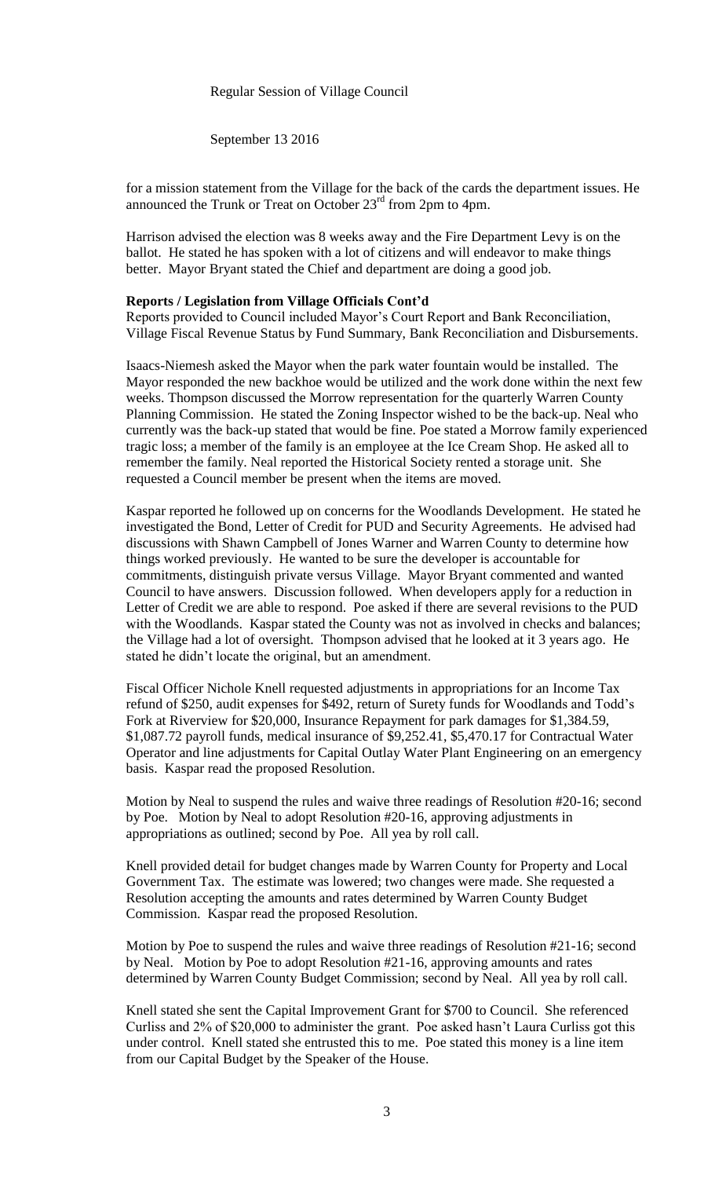Regular Session of Village Council

September 13 2016

for a mission statement from the Village for the back of the cards the department issues. He announced the Trunk or Treat on October 23rd from 2pm to 4pm.

Harrison advised the election was 8 weeks away and the Fire Department Levy is on the ballot. He stated he has spoken with a lot of citizens and will endeavor to make things better. Mayor Bryant stated the Chief and department are doing a good job.

**Reports / Legislation from Village Officials Cont'd**

Reports provided to Council included Mayor's Court Report and Bank Reconciliation, Village Fiscal Revenue Status by Fund Summary, Bank Reconciliation and Disbursements.

Isaacs-Niemesh asked the Mayor when the park water fountain would be installed. The Mayor responded the new backhoe would be utilized and the work done within the next few weeks. Thompson discussed the Morrow representation for the quarterly Warren County Planning Commission. He stated the Zoning Inspector wished to be the back-up. Neal who currently was the back-up stated that would be fine. Poe stated a Morrow family experienced tragic loss; a member of the family is an employee at the Ice Cream Shop. He asked all to remember the family. Neal reported the Historical Society rented a storage unit. She requested a Council member be present when the items are moved.

Kaspar reported he followed up on concerns for the Woodlands Development. He stated he investigated the Bond, Letter of Credit for PUD and Security Agreements. He advised had discussions with Shawn Campbell of Jones Warner and Warren County to determine how things worked previously. He wanted to be sure the developer is accountable for commitments, distinguish private versus Village. Mayor Bryant commented and wanted Council to have answers. Discussion followed. When developers apply for a reduction in Letter of Credit we are able to respond. Poe asked if there are several revisions to the PUD with the Woodlands. Kaspar stated the County was not as involved in checks and balances; the Village had a lot of oversight. Thompson advised that he looked at it 3 years ago. He stated he didn't locate the original, but an amendment.

Fiscal Officer Nichole Knell requested adjustments in appropriations for an Income Tax refund of $250, audit expenses for $492, return of Surety funds for Woodlands and Todd's Fork at Riverview for $20,000, Insurance Repayment for park damages for $1,384.59, $1,087.72 payroll funds, medical insurance of $9,252.41, $5,470.17 for Contractual Water Operator and line adjustments for Capital Outlay Water Plant Engineering on an emergency basis. Kaspar read the proposed Resolution.

Motion by Neal to suspend the rules and waive three readings of Resolution #20-16; second by Poe. Motion by Neal to adopt Resolution #20-16, approving adjustments in appropriations as outlined; second by Poe. All yea by roll call.

Knell provided detail for budget changes made by Warren County for Property and Local Government Tax. The estimate was lowered; two changes were made. She requested a Resolution accepting the amounts and rates determined by Warren County Budget Commission. Kaspar read the proposed Resolution.

Motion by Poe to suspend the rules and waive three readings of Resolution #21-16; second by Neal. Motion by Poe to adopt Resolution #21-16, approving amounts and rates determined by Warren County Budget Commission; second by Neal. All yea by roll call.

Knell stated she sent the Capital Improvement Grant for $700 to Council. She referenced Curliss and 2% of $20,000 to administer the grant. Poe asked hasn't Laura Curliss got this under control. Knell stated she entrusted this to me. Poe stated this money is a line item from our Capital Budget by the Speaker of the House.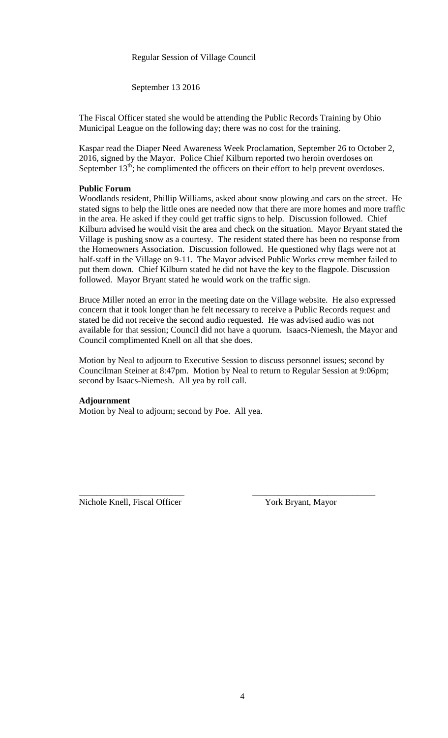Regular Session of Village Council

September 13 2016

The Fiscal Officer stated she would be attending the Public Records Training by Ohio Municipal League on the following day; there was no cost for the training.

Kaspar read the Diaper Need Awareness Week Proclamation, September 26 to October 2, 2016, signed by the Mayor. Police Chief Kilburn reported two heroin overdoses on September 13th; he complimented the officers on their effort to help prevent overdoses.

**Public Forum**

Woodlands resident, Phillip Williams, asked about snow plowing and cars on the street. He stated signs to help the little ones are needed now that there are more homes and more traffic in the area. He asked if they could get traffic signs to help. Discussion followed. Chief Kilburn advised he would visit the area and check on the situation. Mayor Bryant stated the Village is pushing snow as a courtesy. The resident stated there has been no response from the Homeowners Association. Discussion followed. He questioned why flags were not at half-staff in the Village on 9-11. The Mayor advised Public Works crew member failed to put them down. Chief Kilburn stated he did not have the key to the flagpole. Discussion followed. Mayor Bryant stated he would work on the traffic sign.

Bruce Miller noted an error in the meeting date on the Village website. He also expressed concern that it took longer than he felt necessary to receive a Public Records request and stated he did not receive the second audio requested. He was advised audio was not available for that session; Council did not have a quorum. Isaacs-Niemesh, the Mayor and Council complimented Knell on all that she does.

Motion by Neal to adjourn to Executive Session to discuss personnel issues; second by Councilman Steiner at 8:47pm. Motion by Neal to return to Regular Session at 9:06pm; second by Isaacs-Niemesh. All yea by roll call.

**Adjournment**

Motion by Neal to adjourn; second by Poe. All yea.

\_\_\_\_\_\_\_\_\_\_\_\_\_\_\_\_\_\_\_\_\_\_\_\_ \_\_\_\_\_\_\_\_\_\_\_\_\_\_\_\_\_\_\_\_\_\_\_\_\_\_\_\_

Nichole Knell, Fiscal Officer York Bryant, Mayor